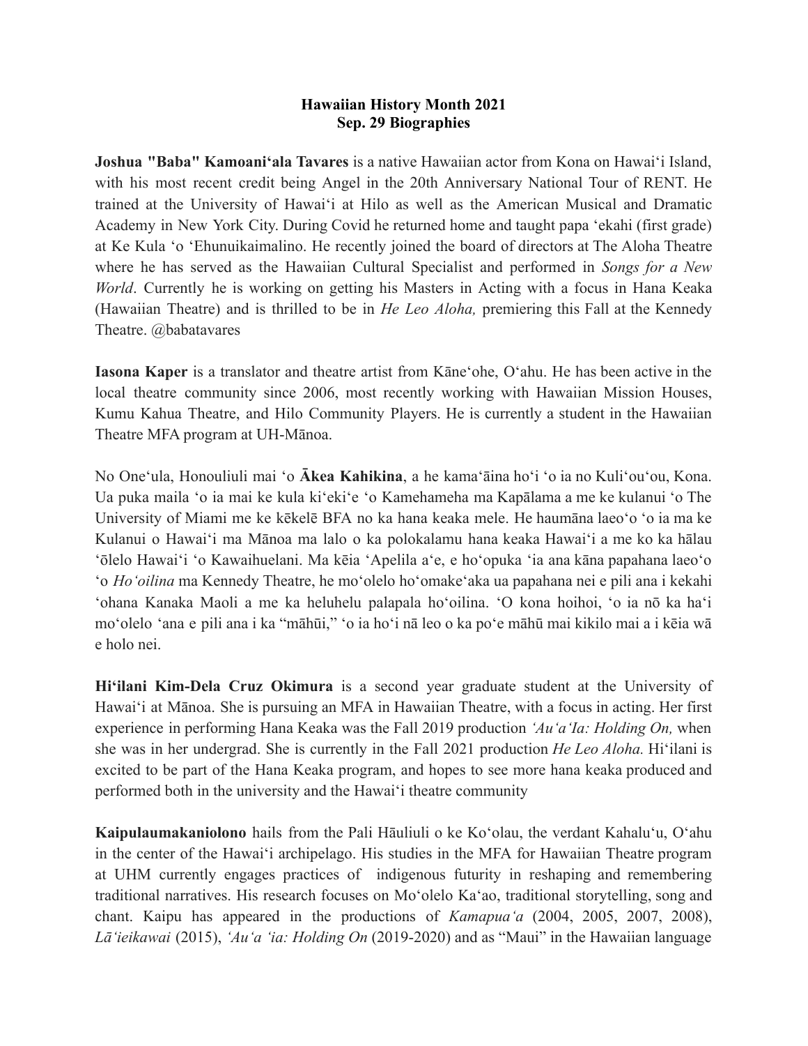**Hawaiian History Month 2021**
**Sep. 29 Biographies**

**Joshua "Baba" Kamoaniʻala Tavares** is a native Hawaiian actor from Kona on Hawaiʻi Island, with his most recent credit being Angel in the 20th Anniversary National Tour of RENT. He trained at the University of Hawaiʻi at Hilo as well as the American Musical and Dramatic Academy in New York City. During Covid he returned home and taught papa ʻekahi (first grade) at Ke Kula ʻo ʻEhunuikaimalino. He recently joined the board of directors at The Aloha Theatre where he has served as the Hawaiian Cultural Specialist and performed in *Songs for a New World*. Currently he is working on getting his Masters in Acting with a focus in Hana Keaka (Hawaiian Theatre) and is thrilled to be in *He Leo Aloha,* premiering this Fall at the Kennedy Theatre. @babatavares

**Iasona Kaper** is a translator and theatre artist from Kāneʻohe, Oʻahu. He has been active in the local theatre community since 2006, most recently working with Hawaiian Mission Houses, Kumu Kahua Theatre, and Hilo Community Players. He is currently a student in the Hawaiian Theatre MFA program at UH-Mānoa.

No Oneʻula, Honouliuli mai ʻo **Ākea Kahikina**, a he kamaʻāina hoʻi ʻo ia no Kuliʻouʻou, Kona. Ua puka maila ʻo ia mai ke kula kiʻekiʻe ʻo Kamehameha ma Kapālama a me ke kulanui ʻo The University of Miami me ke kēkelē BFA no ka hana keaka mele. He haumāna laeoʻo ʻo ia ma ke Kulanui o Hawaiʻi ma Mānoa ma lalo o ka polokalamu hana keaka Hawaiʻi a me ko ka hālau ʻōlelo Hawaiʻi ʻo Kawaihuelani. Ma kēia ʻApelila aʻe, e hoʻopuka ʻia ana kāna papahana laeoʻo ʻo *Hoʻoilina* ma Kennedy Theatre, he moʻolelo hoʻomakeʻaka ua papahana nei e pili ana i kekahi ʻohana Kanaka Maoli a me ka heluhelu palapala hoʻoilina. ʻO kona hoihoi, ʻo ia nō ka haʻi moʻolelo ʻana e pili ana i ka "māhūi," ʻo ia hoʻi nā leo o ka poʻe māhū mai kikilo mai a i kēia wā e holo nei.

**Hiʻilani Kim-Dela Cruz Okimura** is a second year graduate student at the University of Hawaiʻi at Mānoa. She is pursuing an MFA in Hawaiian Theatre, with a focus in acting. Her first experience in performing Hana Keaka was the Fall 2019 production *ʻAuʻaʻIa: Holding On,* when she was in her undergrad. She is currently in the Fall 2021 production *He Leo Aloha.* Hiʻilani is excited to be part of the Hana Keaka program, and hopes to see more hana keaka produced and performed both in the university and the Hawaiʻi theatre community

**Kaipulaumakaniolono** hails from the Pali Hāuliuli o ke Koʻolau, the verdant Kahaluʻu, Oʻahu in the center of the Hawaiʻi archipelago. His studies in the MFA for Hawaiian Theatre program at UHM currently engages practices of indigenous futurity in reshaping and remembering traditional narratives. His research focuses on Moʻolelo Kaʻao, traditional storytelling, song and chant. Kaipu has appeared in the productions of *Kamapuaʻa* (2004, 2005, 2007, 2008), *Lāʻieikawai* (2015), *ʻAuʻa ʻia: Holding On* (2019-2020) and as "Maui" in the Hawaiian language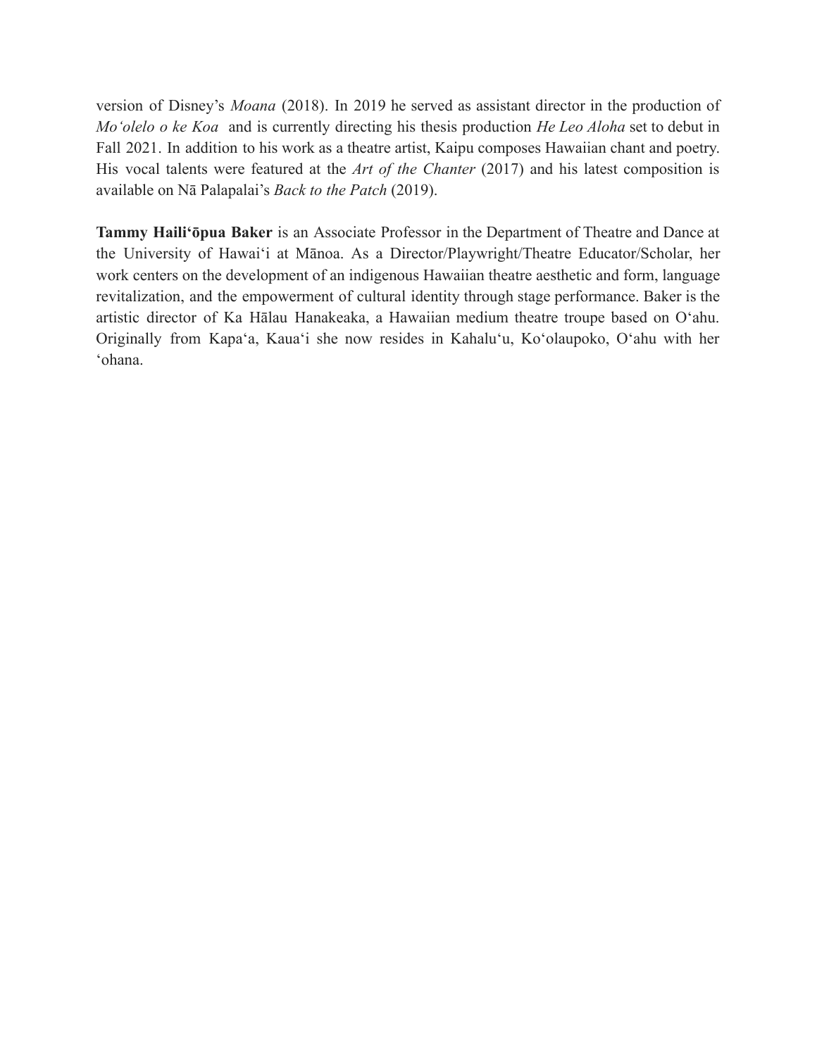version of Disney's *Moana* (2018). In 2019 he served as assistant director in the production of *Moʻolelo o ke Koa* and is currently directing his thesis production *He Leo Aloha* set to debut in Fall 2021. In addition to his work as a theatre artist, Kaipu composes Hawaiian chant and poetry. His vocal talents were featured at the *Art of the Chanter* (2017) and his latest composition is available on Nā Palapalai's *Back to the Patch* (2019).

**Tammy Hailiʻōpua Baker** is an Associate Professor in the Department of Theatre and Dance at the University of Hawaiʻi at Mānoa. As a Director/Playwright/Theatre Educator/Scholar, her work centers on the development of an indigenous Hawaiian theatre aesthetic and form, language revitalization, and the empowerment of cultural identity through stage performance. Baker is the artistic director of Ka Hālau Hanakeaka, a Hawaiian medium theatre troupe based on Oʻahu. Originally from Kapaʻa, Kauaʻi she now resides in Kahaluʻu, Koʻolaupoko, Oʻahu with her ʻohana.